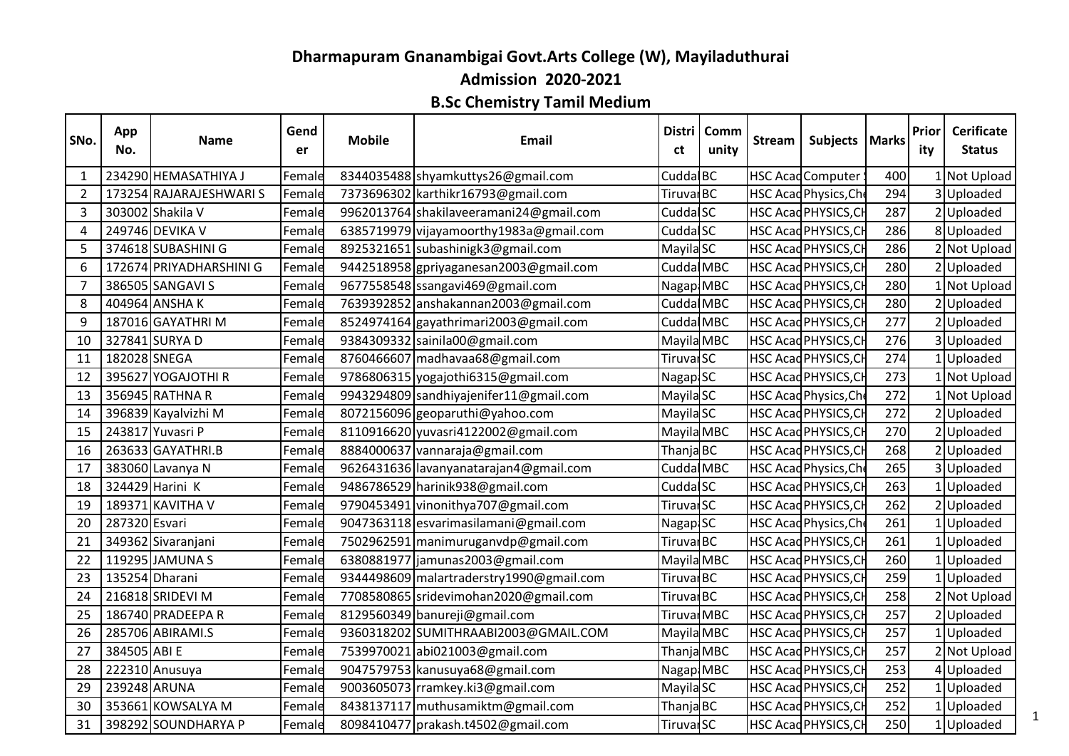# Dharmapuram Gnanambigai Govt.Arts College (W), Mayiladuthurai

## Admission 2020-2021

## B.Sc Chemistry Tamil Medium

| SNo. | App No. | Name | Gender | Mobile | Email | District | Community | Stream | Subjects | Marks | Priority | Cerificate Status |
|---|---|---|---|---|---|---|---|---|---|---|---|---|
| 1 | 234290 | HEMASATHIYA J | Female | 8344035488 | shyamkuttys26@gmail.com | Cuddal | BC | HSC Acad | Computer | 400 | 1 | Not Upload |
| 2 | 173254 | RAJARAJESHWARI S | Female | 7373696302 | karthikr16793@gmail.com | Tiruvar | BC | HSC Acad | Physics,Che | 294 | 3 | Uploaded |
| 3 | 303002 | Shakila V | Female | 9962013764 | shakilaveeramani24@gmail.com | Cuddal | SC | HSC Acad | PHYSICS,CH | 287 | 2 | Uploaded |
| 4 | 249746 | DEVIKA V | Female | 6385719979 | vijayamoorthy1983a@gmail.com | Cuddal | SC | HSC Acad | PHYSICS,CH | 286 | 8 | Uploaded |
| 5 | 374618 | SUBASHINI G | Female | 8925321651 | subashinigk3@gmail.com | Mayila | SC | HSC Acad | PHYSICS,CH | 286 | 2 | Not Upload |
| 6 | 172674 | PRIYADHARSHINI G | Female | 9442518958 | gpriyaganesan2003@gmail.com | Cuddal | MBC | HSC Acad | PHYSICS,CH | 280 | 2 | Uploaded |
| 7 | 386505 | SANGAVI S | Female | 9677558548 | ssangavi469@gmail.com | Nagap | MBC | HSC Acad | PHYSICS,CH | 280 | 1 | Not Upload |
| 8 | 404964 | ANSHA K | Female | 7639392852 | anshakannan2003@gmail.com | Cuddal | MBC | HSC Acad | PHYSICS,CH | 280 | 2 | Uploaded |
| 9 | 187016 | GAYATHRI M | Female | 8524974164 | gayathrimari2003@gmail.com | Cuddal | MBC | HSC Acad | PHYSICS,CH | 277 | 2 | Uploaded |
| 10 | 327841 | SURYA D | Female | 9384309332 | sainila00@gmail.com | Mayila | MBC | HSC Acad | PHYSICS,CH | 276 | 3 | Uploaded |
| 11 | 182028 | SNEGA | Female | 8760466607 | madhavaa68@gmail.com | Tiruvar | SC | HSC Acad | PHYSICS,CH | 274 | 1 | Uploaded |
| 12 | 395627 | YOGAJOTHI R | Female | 9786806315 | yogajothi6315@gmail.com | Nagap | SC | HSC Acad | PHYSICS,CH | 273 | 1 | Not Upload |
| 13 | 356945 | RATHNA R | Female | 9943294809 | sandhiyajenifer11@gmail.com | Mayila | SC | HSC Acad | Physics,Che | 272 | 1 | Not Upload |
| 14 | 396839 | Kayalvizhi M | Female | 8072156096 | geoparuthi@yahoo.com | Mayila | SC | HSC Acad | PHYSICS,CH | 272 | 2 | Uploaded |
| 15 | 243817 | Yuvasri P | Female | 8110916620 | yuvasri4122002@gmail.com | Mayila | MBC | HSC Acad | PHYSICS,CH | 270 | 2 | Uploaded |
| 16 | 263633 | GAYATHRI.B | Female | 8884000637 | vannaraja@gmail.com | Thanja | BC | HSC Acad | PHYSICS,CH | 268 | 2 | Uploaded |
| 17 | 383060 | Lavanya N | Female | 9626431636 | lavanyanatarajan4@gmail.com | Cuddal | MBC | HSC Acad | Physics,Che | 265 | 3 | Uploaded |
| 18 | 324429 | Harini K | Female | 9486786529 | harinik938@gmail.com | Cuddal | SC | HSC Acad | PHYSICS,CH | 263 | 1 | Uploaded |
| 19 | 189371 | KAVITHA V | Female | 9790453491 | vinonithya707@gmail.com | Tiruvar | SC | HSC Acad | PHYSICS,CH | 262 | 2 | Uploaded |
| 20 | 287320 | Esvari | Female | 9047363118 | esvarimasilamani@gmail.com | Nagap | SC | HSC Acad | Physics,Che | 261 | 1 | Uploaded |
| 21 | 349362 | Sivaranjani | Female | 7502962591 | manimuruganvdp@gmail.com | Tiruvar | BC | HSC Acad | PHYSICS,CH | 261 | 1 | Uploaded |
| 22 | 119295 | JAMUNA S | Female | 6380881977 | jamunas2003@gmail.com | Mayila | MBC | HSC Acad | PHYSICS,CH | 260 | 1 | Uploaded |
| 23 | 135254 | Dharani | Female | 9344498609 | malartraderstry1990@gmail.com | Tiruvar | BC | HSC Acad | PHYSICS,CH | 259 | 1 | Uploaded |
| 24 | 216818 | SRIDEVI M | Female | 7708580865 | sridevimohan2020@gmail.com | Tiruvar | BC | HSC Acad | PHYSICS,CH | 258 | 2 | Not Upload |
| 25 | 186740 | PRADEEPA R | Female | 8129560349 | banureji@gmail.com | Tiruvar | MBC | HSC Acad | PHYSICS,CH | 257 | 2 | Uploaded |
| 26 | 285706 | ABIRAMI.S | Female | 9360318202 | SUMITHRAABI2003@GMAIL.COM | Mayila | MBC | HSC Acad | PHYSICS,CH | 257 | 1 | Uploaded |
| 27 | 384505 | ABI E | Female | 7539970021 | abi021003@gmail.com | Thanja | MBC | HSC Acad | PHYSICS,CH | 257 | 2 | Not Upload |
| 28 | 222310 | Anusuya | Female | 9047579753 | kanusuya68@gmail.com | Nagap | MBC | HSC Acad | PHYSICS,CH | 253 | 4 | Uploaded |
| 29 | 239248 | ARUNA | Female | 9003605073 | rramkey.ki3@gmail.com | Mayila | SC | HSC Acad | PHYSICS,CH | 252 | 1 | Uploaded |
| 30 | 353661 | KOWSALYA M | Female | 8438137117 | muthusamiktm@gmail.com | Thanja | BC | HSC Acad | PHYSICS,CH | 252 | 1 | Uploaded |
| 31 | 398292 | SOUNDHARYA P | Female | 8098410477 | prakash.t4502@gmail.com | Tiruvar | SC | HSC Acad | PHYSICS,CH | 250 | 1 | Uploaded |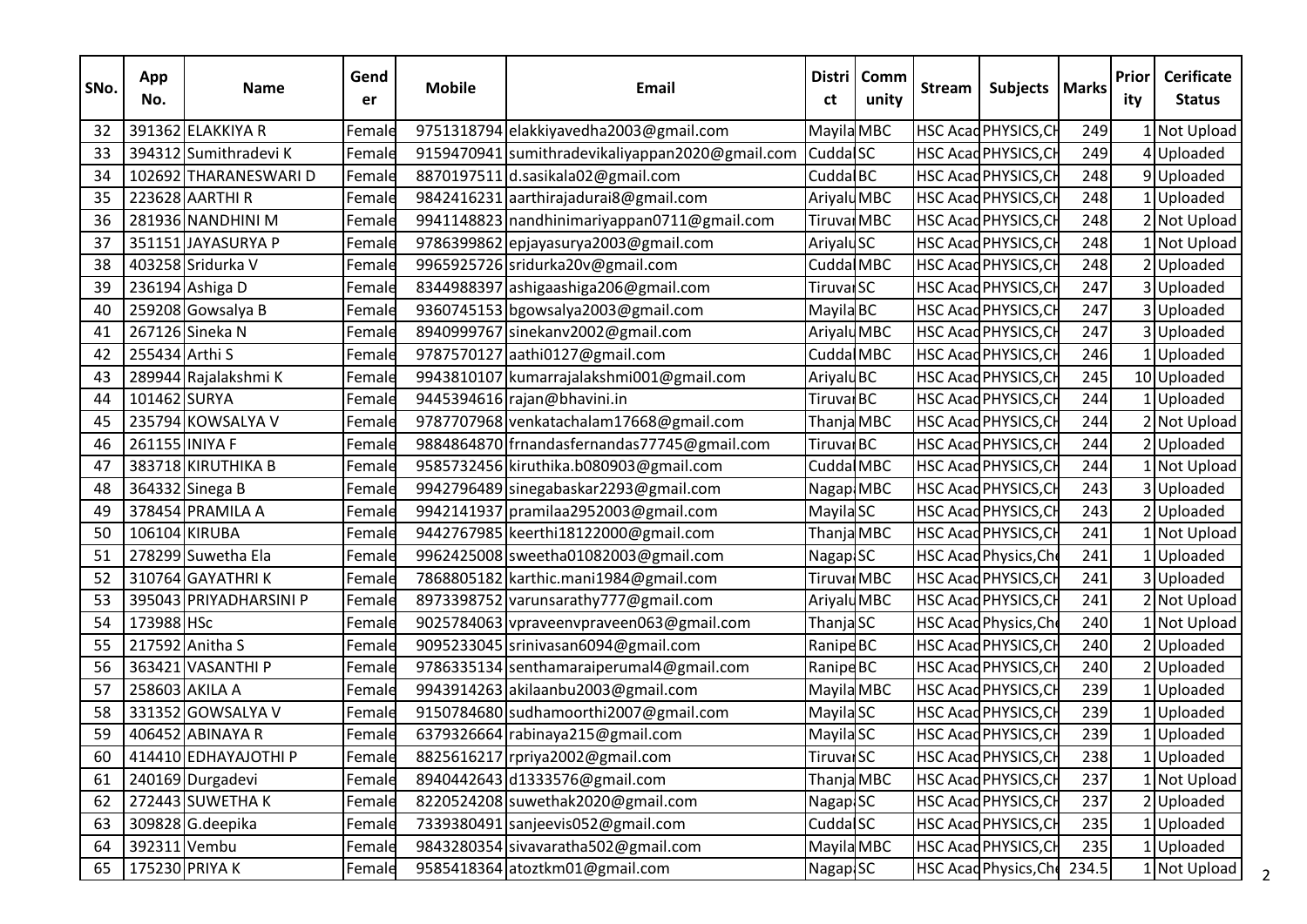| SNo. | App No. | Name | Gender | Mobile | Email | District | Community | Stream | Subjects | Marks | Priority | Cerificate Status |
|---|---|---|---|---|---|---|---|---|---|---|---|---|
| 32 | 391362 | ELAKKIYA R | Female | 9751318794 | elakkiyavedha2003@gmail.com | Mayila | MBC | HSC Acad | PHYSICS,CH | 249 | 1 | Not Upload |
| 33 | 394312 | Sumithradevi K | Female | 9159470941 | sumithradevikaliyappan2020@gmail.com | Cuddal | SC | HSC Acad | PHYSICS,CH | 249 | 4 | Uploaded |
| 34 | 102692 | THARANESWARI D | Female | 8870197511 | d.sasikala02@gmail.com | Cuddal | BC | HSC Acad | PHYSICS,CH | 248 | 9 | Uploaded |
| 35 | 223628 | AARTHI R | Female | 9842416231 | aarthirajadurai8@gmail.com | Ariyalu | MBC | HSC Acad | PHYSICS,CH | 248 | 1 | Uploaded |
| 36 | 281936 | NANDHINI M | Female | 9941148823 | nandhinimariyappan0711@gmail.com | Tiruvar | MBC | HSC Acad | PHYSICS,CH | 248 | 2 | Not Upload |
| 37 | 351151 | JAYASURYA P | Female | 9786399862 | epjayasurya2003@gmail.com | Ariyalu | SC | HSC Acad | PHYSICS,CH | 248 | 1 | Not Upload |
| 38 | 403258 | Sridurka V | Female | 9965925726 | sridurka20v@gmail.com | Cuddal | MBC | HSC Acad | PHYSICS,CH | 248 | 2 | Uploaded |
| 39 | 236194 | Ashiga D | Female | 8344988397 | ashigaashiga206@gmail.com | Tiruvar | SC | HSC Acad | PHYSICS,CH | 247 | 3 | Uploaded |
| 40 | 259208 | Gowsalya B | Female | 9360745153 | bgowsalya2003@gmail.com | Mayila | BC | HSC Acad | PHYSICS,CH | 247 | 3 | Uploaded |
| 41 | 267126 | Sineka N | Female | 8940999767 | sinekanv2002@gmail.com | Ariyalu | MBC | HSC Acad | PHYSICS,CH | 247 | 3 | Uploaded |
| 42 | 255434 | Arthi S | Female | 9787570127 | aathi0127@gmail.com | Cuddal | MBC | HSC Acad | PHYSICS,CH | 246 | 1 | Uploaded |
| 43 | 289944 | Rajalakshmi K | Female | 9943810107 | kumarrajalakshmi001@gmail.com | Ariyalu | BC | HSC Acad | PHYSICS,CH | 245 | 10 | Uploaded |
| 44 | 101462 | SURYA | Female | 9445394616 | rajan@bhavini.in | Tiruvar | BC | HSC Acad | PHYSICS,CH | 244 | 1 | Uploaded |
| 45 | 235794 | KOWSALYA V | Female | 9787707968 | venkatachalam17668@gmail.com | Thanja | MBC | HSC Acad | PHYSICS,CH | 244 | 2 | Not Upload |
| 46 | 261155 | INIYA F | Female | 9884864870 | frnandasfernandas77745@gmail.com | Tiruvar | BC | HSC Acad | PHYSICS,CH | 244 | 2 | Uploaded |
| 47 | 383718 | KIRUTHIKA B | Female | 9585732456 | kiruthika.b080903@gmail.com | Cuddal | MBC | HSC Acad | PHYSICS,CH | 244 | 1 | Not Upload |
| 48 | 364332 | Sinega B | Female | 9942796489 | sinegabaskar2293@gmail.com | Nagap | MBC | HSC Acad | PHYSICS,CH | 243 | 3 | Uploaded |
| 49 | 378454 | PRAMILA A | Female | 9942141937 | pramilaa2952003@gmail.com | Mayila | SC | HSC Acad | PHYSICS,CH | 243 | 2 | Uploaded |
| 50 | 106104 | KIRUBA | Female | 9442767985 | keerthi18122000@gmail.com | Thanja | MBC | HSC Acad | PHYSICS,CH | 241 | 1 | Not Upload |
| 51 | 278299 | Suwetha Ela | Female | 9962425008 | sweetha01082003@gmail.com | Nagap | SC | HSC Acad | Physics,Ch | 241 | 1 | Uploaded |
| 52 | 310764 | GAYATHRI K | Female | 7868805182 | karthic.mani1984@gmail.com | Tiruvar | MBC | HSC Acad | PHYSICS,CH | 241 | 3 | Uploaded |
| 53 | 395043 | PRIYADHARSINI P | Female | 8973398752 | varunsarathy777@gmail.com | Ariyalu | MBC | HSC Acad | PHYSICS,CH | 241 | 2 | Not Upload |
| 54 | 173988 | HSc | Female | 9025784063 | vpraveenvpraveen063@gmail.com | Thanja | SC | HSC Acad | Physics,Ch | 240 | 1 | Not Upload |
| 55 | 217592 | Anitha S | Female | 9095233045 | srinivasan6094@gmail.com | Ranipe | BC | HSC Acad | PHYSICS,CH | 240 | 2 | Uploaded |
| 56 | 363421 | VASANTHI P | Female | 9786335134 | senthamaraiperumal4@gmail.com | Ranipe | BC | HSC Acad | PHYSICS,CH | 240 | 2 | Uploaded |
| 57 | 258603 | AKILA A | Female | 9943914263 | akilaanbu2003@gmail.com | Mayila | MBC | HSC Acad | PHYSICS,CH | 239 | 1 | Uploaded |
| 58 | 331352 | GOWSALYA V | Female | 9150784680 | sudhamoorthi2007@gmail.com | Mayila | SC | HSC Acad | PHYSICS,CH | 239 | 1 | Uploaded |
| 59 | 406452 | ABINAYA R | Female | 6379326664 | rabinaya215@gmail.com | Mayila | SC | HSC Acad | PHYSICS,CH | 239 | 1 | Uploaded |
| 60 | 414410 | EDHAYAJOTHI P | Female | 8825616217 | rpriya2002@gmail.com | Tiruvar | SC | HSC Acad | PHYSICS,CH | 238 | 1 | Uploaded |
| 61 | 240169 | Durgadevi | Female | 8940442643 | d1333576@gmail.com | Thanja | MBC | HSC Acad | PHYSICS,CH | 237 | 1 | Not Upload |
| 62 | 272443 | SUWETHA K | Female | 8220524208 | suwethak2020@gmail.com | Nagap | SC | HSC Acad | PHYSICS,CH | 237 | 2 | Uploaded |
| 63 | 309828 | G.deepika | Female | 7339380491 | sanjeevis052@gmail.com | Cuddal | SC | HSC Acad | PHYSICS,CH | 235 | 1 | Uploaded |
| 64 | 392311 | Vembu | Female | 9843280354 | sivavaratha502@gmail.com | Mayila | MBC | HSC Acad | PHYSICS,CH | 235 | 1 | Uploaded |
| 65 | 175230 | PRIYA K | Female | 9585418364 | atoztkm01@gmail.com | Nagap | SC | HSC Acad | Physics,Ch | 234.5 | 1 | Not Upload |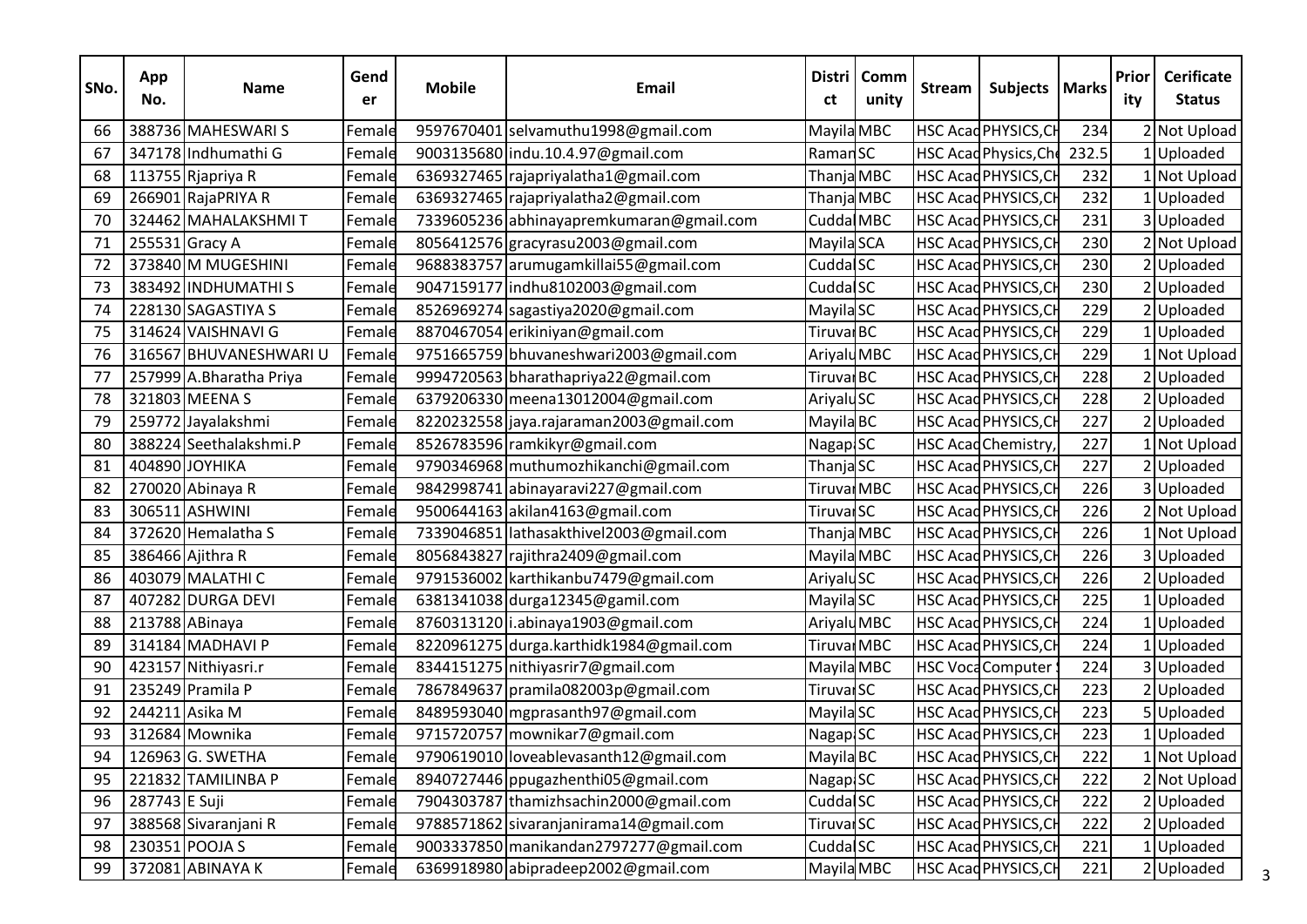| SNo. | App No. | Name | Gender | Mobile | Email | District | Community | Stream | Subjects | Marks | Priority | Cerificate Status |
|---|---|---|---|---|---|---|---|---|---|---|---|---|
| 66 | 388736 | MAHESWARI S | Female | 9597670401 | selvamuthu1998@gmail.com | Mayila | MBC | HSC Acad | PHYSICS,CH | 234 | 2 | Not Upload |
| 67 | 347178 | Indhumathi G | Female | 9003135680 | indu.10.4.97@gmail.com | Raman | SC | HSC Acad | Physics,Che | 232.5 | 1 | Uploaded |
| 68 | 113755 | Rjapriya R | Female | 6369327465 | rajapriyalatha1@gmail.com | Thanja | MBC | HSC Acad | PHYSICS,CH | 232 | 1 | Not Upload |
| 69 | 266901 | RajaPRIYA R | Female | 6369327465 | rajapriyalatha2@gmail.com | Thanja | MBC | HSC Acad | PHYSICS,CH | 232 | 1 | Uploaded |
| 70 | 324462 | MAHALAKSHMI T | Female | 7339605236 | abhinayapremkumaran@gmail.com | Cudda | MBC | HSC Acad | PHYSICS,CH | 231 | 3 | Uploaded |
| 71 | 255531 | Gracy A | Female | 8056412576 | gracyrasu2003@gmail.com | Mayila | SCA | HSC Acad | PHYSICS,CH | 230 | 2 | Not Upload |
| 72 | 373840 | M MUGESHINI | Female | 9688383757 | arumugamkillai55@gmail.com | Cudda | SC | HSC Acad | PHYSICS,CH | 230 | 2 | Uploaded |
| 73 | 383492 | INDHUMATHI S | Female | 9047159177 | indhu8102003@gmail.com | Cudda | SC | HSC Acad | PHYSICS,CH | 230 | 2 | Uploaded |
| 74 | 228130 | SAGASTIYA S | Female | 8526969274 | sagastiya2020@gmail.com | Mayila | SC | HSC Acad | PHYSICS,CH | 229 | 2 | Uploaded |
| 75 | 314624 | VAISHNAVI G | Female | 8870467054 | erikiniyan@gmail.com | Tiruva | BC | HSC Acad | PHYSICS,CH | 229 | 1 | Uploaded |
| 76 | 316567 | BHUVANESHWARI U | Female | 9751665759 | bhuvaneshwari2003@gmail.com | Ariyalu | MBC | HSC Acad | PHYSICS,CH | 229 | 1 | Not Upload |
| 77 | 257999 | A.Bharatha Priya | Female | 9994720563 | bharathapriya22@gmail.com | Tiruva | BC | HSC Acad | PHYSICS,CH | 228 | 2 | Uploaded |
| 78 | 321803 | MEENA S | Female | 6379206330 | meena13012004@gmail.com | Ariyalu | SC | HSC Acad | PHYSICS,CH | 228 | 2 | Uploaded |
| 79 | 259772 | Jayalakshmi | Female | 8220232558 | jaya.rajaraman2003@gmail.com | Mayila | BC | HSC Acad | PHYSICS,CH | 227 | 2 | Uploaded |
| 80 | 388224 | Seethalakshmi.P | Female | 8526783596 | ramkikyr@gmail.com | Nagap | SC | HSC Acad | Chemistry, | 227 | 1 | Not Upload |
| 81 | 404890 | JOYHIKA | Female | 9790346968 | muthumozhikanchi@gmail.com | Thanja | SC | HSC Acad | PHYSICS,CH | 227 | 2 | Uploaded |
| 82 | 270020 | Abinaya R | Female | 9842998741 | abinayaravi227@gmail.com | Tiruva | MBC | HSC Acad | PHYSICS,CH | 226 | 3 | Uploaded |
| 83 | 306511 | ASHWINI | Female | 9500644163 | akilan4163@gmail.com | Tiruva | SC | HSC Acad | PHYSICS,CH | 226 | 2 | Not Upload |
| 84 | 372620 | Hemalatha S | Female | 7339046851 | lathasakthivel2003@gmail.com | Thanja | MBC | HSC Acad | PHYSICS,CH | 226 | 1 | Not Upload |
| 85 | 386466 | Ajithra R | Female | 8056843827 | rajithra2409@gmail.com | Mayila | MBC | HSC Acad | PHYSICS,CH | 226 | 3 | Uploaded |
| 86 | 403079 | MALATHI C | Female | 9791536002 | karthikanbu7479@gmail.com | Ariyalu | SC | HSC Acad | PHYSICS,CH | 226 | 2 | Uploaded |
| 87 | 407282 | DURGA DEVI | Female | 6381341038 | durga12345@gamil.com | Mayila | SC | HSC Acad | PHYSICS,CH | 225 | 1 | Uploaded |
| 88 | 213788 | ABinaya | Female | 8760313120 | i.abinaya1903@gmail.com | Ariyalu | MBC | HSC Acad | PHYSICS,CH | 224 | 1 | Uploaded |
| 89 | 314184 | MADHAVI P | Female | 8220961275 | durga.karthidk1984@gmail.com | Tiruva | MBC | HSC Acad | PHYSICS,CH | 224 | 1 | Uploaded |
| 90 | 423157 | Nithiyasri.r | Female | 8344151275 | nithiyasrir7@gmail.com | Mayila | MBC | HSC Voca | Computer | 224 | 3 | Uploaded |
| 91 | 235249 | Pramila P | Female | 7867849637 | pramila082003p@gmail.com | Tiruva | SC | HSC Acad | PHYSICS,CH | 223 | 2 | Uploaded |
| 92 | 244211 | Asika M | Female | 8489593040 | mgprasanth97@gmail.com | Mayila | SC | HSC Acad | PHYSICS,CH | 223 | 5 | Uploaded |
| 93 | 312684 | Mownika | Female | 9715720757 | mownikar7@gmail.com | Nagap | SC | HSC Acad | PHYSICS,CH | 223 | 1 | Uploaded |
| 94 | 126963 | G. SWETHA | Female | 9790619010 | loveablevasanth12@gmail.com | Mayila | BC | HSC Acad | PHYSICS,CH | 222 | 1 | Not Upload |
| 95 | 221832 | TAMILINBA P | Female | 8940727446 | ppugazhenthi05@gmail.com | Nagap | SC | HSC Acad | PHYSICS,CH | 222 | 2 | Not Upload |
| 96 | 287743 | E Suji | Female | 7904303787 | thamizhsachin2000@gmail.com | Cudda | SC | HSC Acad | PHYSICS,CH | 222 | 2 | Uploaded |
| 97 | 388568 | Sivaranjani R | Female | 9788571862 | sivaranjanirama14@gmail.com | Tiruva | SC | HSC Acad | PHYSICS,CH | 222 | 2 | Uploaded |
| 98 | 230351 | POOJA S | Female | 9003337850 | manikandan2797277@gmail.com | Cudda | SC | HSC Acad | PHYSICS,CH | 221 | 1 | Uploaded |
| 99 | 372081 | ABINAYA K | Female | 6369918980 | abipradeep2002@gmail.com | Mayila | MBC | HSC Acad | PHYSICS,CH | 221 | 2 | Uploaded |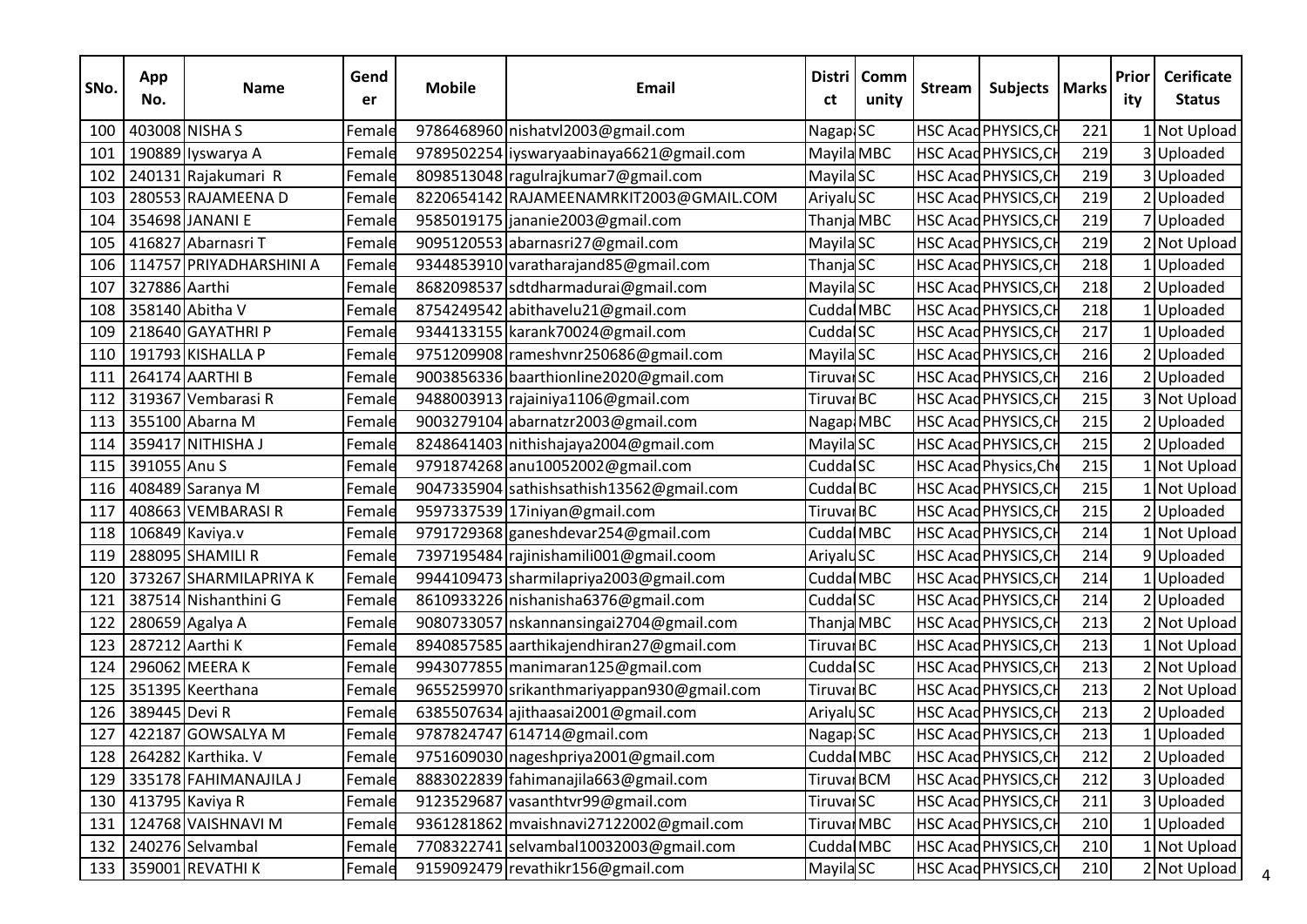| SNo. | App No. | Name | Gender | Mobile | Email | District | Community | Stream | Subjects | Marks | Priority | Cerificate Status |
|---|---|---|---|---|---|---|---|---|---|---|---|---|
| 100 | 403008 | NISHA S | Female | 9786468960 | nishatvl2003@gmail.com | Nagap | SC | HSC Acad | PHYSICS,CH | 221 | 1 | Not Upload |
| 101 | 190889 | Iyswarya A | Female | 9789502254 | iyswaryaabinaya6621@gmail.com | Mayila | MBC | HSC Acad | PHYSICS,CH | 219 | 3 | Uploaded |
| 102 | 240131 | Rajakumari R | Female | 8098513048 | ragulrajkumar7@gmail.com | Mayila | SC | HSC Acad | PHYSICS,CH | 219 | 3 | Uploaded |
| 103 | 280553 | RAJAMEENA D | Female | 8220654142 | RAJAMEENAMRKIT2003@GMAIL.COM | Ariyalu | SC | HSC Acad | PHYSICS,CH | 219 | 2 | Uploaded |
| 104 | 354698 | JANANI E | Female | 9585019175 | jananie2003@gmail.com | Thanja | MBC | HSC Acad | PHYSICS,CH | 219 | 7 | Uploaded |
| 105 | 416827 | Abarnasri T | Female | 9095120553 | abarnasri27@gmail.com | Mayila | SC | HSC Acad | PHYSICS,CH | 219 | 2 | Not Upload |
| 106 | 114757 | PRIYADHARSHINI A | Female | 9344853910 | varatharajand85@gmail.com | Thanja | SC | HSC Acad | PHYSICS,CH | 218 | 1 | Uploaded |
| 107 | 327886 | Aarthi | Female | 8682098537 | sdtdharmadurai@gmail.com | Mayila | SC | HSC Acad | PHYSICS,CH | 218 | 2 | Uploaded |
| 108 | 358140 | Abitha V | Female | 8754249542 | abithavelu21@gmail.com | Cudda | MBC | HSC Acad | PHYSICS,CH | 218 | 1 | Uploaded |
| 109 | 218640 | GAYATHRI P | Female | 9344133155 | karank70024@gmail.com | Cudda | SC | HSC Acad | PHYSICS,CH | 217 | 1 | Uploaded |
| 110 | 191793 | KISHALLA P | Female | 9751209908 | rameshvnr250686@gmail.com | Mayila | SC | HSC Acad | PHYSICS,CH | 216 | 2 | Uploaded |
| 111 | 264174 | AARTHI B | Female | 9003856336 | baarthionline2020@gmail.com | Tiruva | SC | HSC Acad | PHYSICS,CH | 216 | 2 | Uploaded |
| 112 | 319367 | Vembarasi R | Female | 9488003913 | rajainiya1106@gmail.com | Tiruva | BC | HSC Acad | PHYSICS,CH | 215 | 3 | Not Upload |
| 113 | 355100 | Abarna M | Female | 9003279104 | abarnatzr2003@gmail.com | Nagap | MBC | HSC Acad | PHYSICS,CH | 215 | 2 | Uploaded |
| 114 | 359417 | NITHISHA J | Female | 8248641403 | nithishajaya2004@gmail.com | Mayila | SC | HSC Acad | PHYSICS,CH | 215 | 2 | Uploaded |
| 115 | 391055 | Anu S | Female | 9791874268 | anu10052002@gmail.com | Cudda | SC | HSC Acad | Physics,Ch | 215 | 1 | Not Upload |
| 116 | 408489 | Saranya M | Female | 9047335904 | sathishsathish13562@gmail.com | Cudda | BC | HSC Acad | PHYSICS,CH | 215 | 1 | Not Upload |
| 117 | 408663 | VEMBARASI R | Female | 9597337539 | 17iniyan@gmail.com | Tiruva | BC | HSC Acad | PHYSICS,CH | 215 | 2 | Uploaded |
| 118 | 106849 | Kaviya.v | Female | 9791729368 | ganeshdevar254@gmail.com | Cudda | MBC | HSC Acad | PHYSICS,CH | 214 | 1 | Not Upload |
| 119 | 288095 | SHAMILI R | Female | 7397195484 | rajinishamili001@gmail.coom | Ariyalu | SC | HSC Acad | PHYSICS,CH | 214 | 9 | Uploaded |
| 120 | 373267 | SHARMILAPRIYA K | Female | 9944109473 | sharmilapriya2003@gmail.com | Cudda | MBC | HSC Acad | PHYSICS,CH | 214 | 1 | Uploaded |
| 121 | 387514 | Nishanthini G | Female | 8610933226 | nishanisha6376@gmail.com | Cudda | SC | HSC Acad | PHYSICS,CH | 214 | 2 | Uploaded |
| 122 | 280659 | Agalya A | Female | 9080733057 | nskannansingai2704@gmail.com | Thanja | MBC | HSC Acad | PHYSICS,CH | 213 | 2 | Not Upload |
| 123 | 287212 | Aarthi K | Female | 8940857585 | aarthikajendhiran27@gmail.com | Tiruva | BC | HSC Acad | PHYSICS,CH | 213 | 1 | Not Upload |
| 124 | 296062 | MEERA K | Female | 9943077855 | manimaran125@gmail.com | Cudda | SC | HSC Acad | PHYSICS,CH | 213 | 2 | Not Upload |
| 125 | 351395 | Keerthana | Female | 9655259970 | srikanthmariyappan930@gmail.com | Tiruva | BC | HSC Acad | PHYSICS,CH | 213 | 2 | Not Upload |
| 126 | 389445 | Devi R | Female | 6385507634 | ajithaasai2001@gmail.com | Ariyalu | SC | HSC Acad | PHYSICS,CH | 213 | 2 | Uploaded |
| 127 | 422187 | GOWSALYA M | Female | 9787824747 | 614714@gmail.com | Nagap | SC | HSC Acad | PHYSICS,CH | 213 | 1 | Uploaded |
| 128 | 264282 | Karthika. V | Female | 9751609030 | nageshpriya2001@gmail.com | Cudda | MBC | HSC Acad | PHYSICS,CH | 212 | 2 | Uploaded |
| 129 | 335178 | FAHIMANAJILA J | Female | 8883022839 | fahimanajila663@gmail.com | Tiruva | BCM | HSC Acad | PHYSICS,CH | 212 | 3 | Uploaded |
| 130 | 413795 | Kaviya R | Female | 9123529687 | vasanthtvr99@gmail.com | Tiruva | SC | HSC Acad | PHYSICS,CH | 211 | 3 | Uploaded |
| 131 | 124768 | VAISHNAVI M | Female | 9361281862 | mvaishnavi27122002@gmail.com | Tiruva | MBC | HSC Acad | PHYSICS,CH | 210 | 1 | Uploaded |
| 132 | 240276 | Selvambal | Female | 7708322741 | selvambal10032003@gmail.com | Cudda | MBC | HSC Acad | PHYSICS,CH | 210 | 1 | Not Upload |
| 133 | 359001 | REVATHI K | Female | 9159092479 | revathikr156@gmail.com | Mayila | SC | HSC Acad | PHYSICS,CH | 210 | 2 | Not Upload |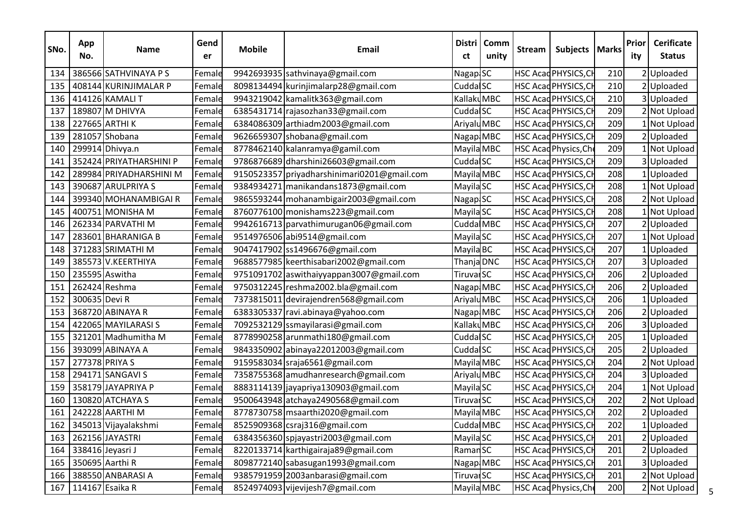| SNo. | App No. | Name | Gender | Mobile | Email | District | Community | Stream | Subjects | Marks | Priority | Cerificate Status |
|---|---|---|---|---|---|---|---|---|---|---|---|---|
| 134 | 386566 | SATHVINAYA P S | Female | 9942693935 | sathvinaya@gmail.com | Nagap | SC | HSC Acad | PHYSICS,CH | 210 | 2 | Uploaded |
| 135 | 408144 | KURINJIMALAR P | Female | 8098134494 | kurinjimalarp28@gmail.com | Cuddal | SC | HSC Acad | PHYSICS,CH | 210 | 2 | Uploaded |
| 136 | 414126 | KAMALI T | Female | 9943219042 | kamalitk363@gmail.com | Kallaku | MBC | HSC Acad | PHYSICS,CH | 210 | 3 | Uploaded |
| 137 | 189807 | M DHIVYA | Female | 6385431714 | rajasozhan33@gmail.com | Cuddal | SC | HSC Acad | PHYSICS,CH | 209 | 2 | Not Upload |
| 138 | 227665 | ARTHI K | Female | 6384086309 | arthiadm2003@gmail.com | Ariyalu | MBC | HSC Acad | PHYSICS,CH | 209 | 1 | Not Upload |
| 139 | 281057 | Shobana | Female | 9626659307 | shobana@gmail.com | Nagap | MBC | HSC Acad | PHYSICS,CH | 209 | 2 | Uploaded |
| 140 | 299914 | Dhivya.n | Female | 8778462140 | kalanramya@gamil.com | Mayila | MBC | HSC Acad | Physics,Che | 209 | 1 | Not Upload |
| 141 | 352424 | PRIYATHARSHINI P | Female | 9786876689 | dharshini26603@gmail.com | Cuddal | SC | HSC Acad | PHYSICS,CH | 209 | 3 | Uploaded |
| 142 | 289984 | PRIYADHARSHINI M | Female | 9150523357 | priyadharshinimari0201@gmail.com | Mayila | MBC | HSC Acad | PHYSICS,CH | 208 | 1 | Uploaded |
| 143 | 390687 | ARULPRIYA S | Female | 9384934271 | manikandans1873@gmail.com | Mayila | SC | HSC Acad | PHYSICS,CH | 208 | 1 | Not Upload |
| 144 | 399340 | MOHANAMBIGAI R | Female | 9865593244 | mohanambigair2003@gmail.com | Nagap | SC | HSC Acad | PHYSICS,CH | 208 | 2 | Not Upload |
| 145 | 400751 | MONISHA M | Female | 8760776100 | monishams223@gmail.com | Mayila | SC | HSC Acad | PHYSICS,CH | 208 | 1 | Not Upload |
| 146 | 262334 | PARVATHI M | Female | 9942616713 | parvathimurugan06@gmail.com | Cuddal | MBC | HSC Acad | PHYSICS,CH | 207 | 2 | Uploaded |
| 147 | 283601 | BHARANIGA B | Female | 9514976506 | abi9514@gmail.com | Mayila | SC | HSC Acad | PHYSICS,CH | 207 | 1 | Not Upload |
| 148 | 371283 | SRIMATHI M | Female | 9047417902 | ss1496676@gmail.com | Mayila | BC | HSC Acad | PHYSICS,CH | 207 | 1 | Uploaded |
| 149 | 385573 | V.KEERTHIYA | Female | 9688577985 | keerthisabari2002@gmail.com | Thanja | DNC | HSC Acad | PHYSICS,CH | 207 | 3 | Uploaded |
| 150 | 235595 | Aswitha | Female | 9751091702 | aswithaiyyappan3007@gmail.com | Tiruvar | SC | HSC Acad | PHYSICS,CH | 206 | 2 | Uploaded |
| 151 | 262424 | Reshma | Female | 9750312245 | reshma2002.bla@gmail.com | Nagap | MBC | HSC Acad | PHYSICS,CH | 206 | 2 | Uploaded |
| 152 | 300635 | Devi R | Female | 7373815011 | devirajendren568@gmail.com | Ariyalu | MBC | HSC Acad | PHYSICS,CH | 206 | 1 | Uploaded |
| 153 | 368720 | ABINAYA R | Female | 6383305337 | ravi.abinaya@yahoo.com | Nagap | MBC | HSC Acad | PHYSICS,CH | 206 | 2 | Uploaded |
| 154 | 422065 | MAYILARASI S | Female | 7092532129 | ssmayilarasi@gmail.com | Kallaku | MBC | HSC Acad | PHYSICS,CH | 206 | 3 | Uploaded |
| 155 | 321201 | Madhumitha M | Female | 8778990258 | arunmathi180@gmail.com | Cuddal | SC | HSC Acad | PHYSICS,CH | 205 | 1 | Uploaded |
| 156 | 393099 | ABINAYA A | Female | 9843350902 | abinaya22012003@gmail.com | Cuddal | SC | HSC Acad | PHYSICS,CH | 205 | 2 | Uploaded |
| 157 | 277378 | PRIYA S | Female | 9159583034 | sraja6561@gmail.com | Mayila | MBC | HSC Acad | PHYSICS,CH | 204 | 2 | Not Upload |
| 158 | 294171 | SANGAVI S | Female | 7358755368 | amudhanresearch@gmail.com | Ariyalu | MBC | HSC Acad | PHYSICS,CH | 204 | 3 | Uploaded |
| 159 | 358179 | JAYAPRIYA P | Female | 8883114139 | jayapriya130903@gmail.com | Mayila | SC | HSC Acad | PHYSICS,CH | 204 | 1 | Not Upload |
| 160 | 130820 | ATCHAYA S | Female | 9500643948 | atchaya2490568@gmail.com | Tiruvar | SC | HSC Acad | PHYSICS,CH | 202 | 2 | Not Upload |
| 161 | 242228 | AARTHI M | Female | 8778730758 | msaarthi2020@gmail.com | Mayila | MBC | HSC Acad | PHYSICS,CH | 202 | 2 | Uploaded |
| 162 | 345013 | Vijayalakshmi | Female | 8525909368 | csraj316@gmail.com | Cuddal | MBC | HSC Acad | PHYSICS,CH | 202 | 1 | Uploaded |
| 163 | 262156 | JAYASTRI | Female | 6384356360 | spjayastri2003@gmail.com | Mayila | SC | HSC Acad | PHYSICS,CH | 201 | 2 | Uploaded |
| 164 | 338416 | Jeyasri J | Female | 8220133714 | karthigairaja89@gmail.com | Raman | SC | HSC Acad | PHYSICS,CH | 201 | 2 | Uploaded |
| 165 | 350695 | Aarthi R | Female | 8098772140 | sabasugan1993@gmail.com | Nagap | MBC | HSC Acad | PHYSICS,CH | 201 | 3 | Uploaded |
| 166 | 388550 | ANBARASI A | Female | 9385791959 | 2003anbarasi@gmail.com | Tiruvar | SC | HSC Acad | PHYSICS,CH | 201 | 2 | Not Upload |
| 167 | 114167 | Esaika R | Female | 8524974093 | vijevijesh7@gmail.com | Mayila | MBC | HSC Acad | Physics,Che | 200 | 2 | Not Upload |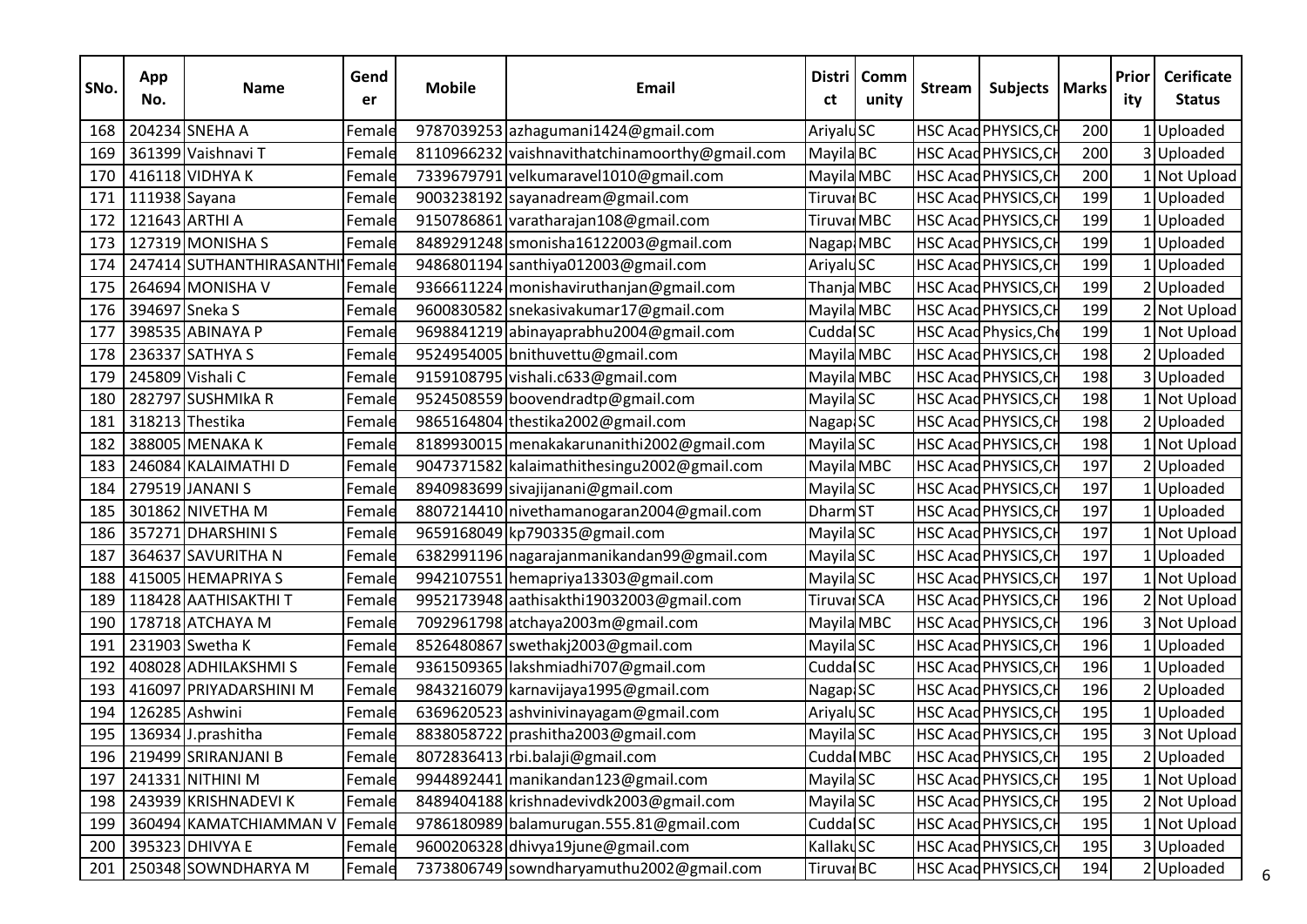| SNo. | App No. | Name | Gender | Mobile | Email | District | Community | Stream | Subjects | Marks | Priority | Cerificate Status |
|---|---|---|---|---|---|---|---|---|---|---|---|---|
| 168 | 204234 | SNEHA A | Female | 9787039253 | azhagumani1424@gmail.com | Ariyalu | SC | HSC Acad | PHYSICS,CH | 200 | 1 | Uploaded |
| 169 | 361399 | Vaishnavi T | Female | 8110966232 | vaishnavithatchinamoorthy@gmail.com | Mayila | BC | HSC Acad | PHYSICS,CH | 200 | 3 | Uploaded |
| 170 | 416118 | VIDHYA K | Female | 7339679791 | velkumaravel1010@gmail.com | Mayila | MBC | HSC Acad | PHYSICS,CH | 200 | 1 | Not Upload |
| 171 | 111938 | Sayana | Female | 9003238192 | sayanadream@gmail.com | Tiruvar | BC | HSC Acad | PHYSICS,CH | 199 | 1 | Uploaded |
| 172 | 121643 | ARTHI A | Female | 9150786861 | varatharajan108@gmail.com | Tiruvar | MBC | HSC Acad | PHYSICS,CH | 199 | 1 | Uploaded |
| 173 | 127319 | MONISHA S | Female | 8489291248 | smonisha16122003@gmail.com | Nagap | MBC | HSC Acad | PHYSICS,CH | 199 | 1 | Uploaded |
| 174 | 247414 | SUTHANTHIRASANTHI | Female | 9486801194 | santhiya012003@gmail.com | Ariyalu | SC | HSC Acad | PHYSICS,CH | 199 | 1 | Uploaded |
| 175 | 264694 | MONISHA V | Female | 9366611224 | monishaviruthanjan@gmail.com | Thanja | MBC | HSC Acad | PHYSICS,CH | 199 | 2 | Uploaded |
| 176 | 394697 | Sneka S | Female | 9600830582 | snekasivakumar17@gmail.com | Mayila | MBC | HSC Acad | PHYSICS,CH | 199 | 2 | Not Upload |
| 177 | 398535 | ABINAYA P | Female | 9698841219 | abinayaprabhu2004@gmail.com | Cuddal | SC | HSC Acad | Physics,Che | 199 | 1 | Not Upload |
| 178 | 236337 | SATHYA S | Female | 9524954005 | bnithuvettu@gmail.com | Mayila | MBC | HSC Acad | PHYSICS,CH | 198 | 2 | Uploaded |
| 179 | 245809 | Vishali C | Female | 9159108795 | vishali.c633@gmail.com | Mayila | MBC | HSC Acad | PHYSICS,CH | 198 | 3 | Uploaded |
| 180 | 282797 | SUSHMIkA R | Female | 9524508559 | boovendradtp@gmail.com | Mayila | SC | HSC Acad | PHYSICS,CH | 198 | 1 | Not Upload |
| 181 | 318213 | Thestika | Female | 9865164804 | thestika2002@gmail.com | Nagap | SC | HSC Acad | PHYSICS,CH | 198 | 2 | Uploaded |
| 182 | 388005 | MENAKA K | Female | 8189930015 | menakakarunanithi2002@gmail.com | Mayila | SC | HSC Acad | PHYSICS,CH | 198 | 1 | Not Upload |
| 183 | 246084 | KALAIMATHI D | Female | 9047371582 | kalaimathithesingu2002@gmail.com | Mayila | MBC | HSC Acad | PHYSICS,CH | 197 | 2 | Uploaded |
| 184 | 279519 | JANANI S | Female | 8940983699 | sivajijanani@gmail.com | Mayila | SC | HSC Acad | PHYSICS,CH | 197 | 1 | Uploaded |
| 185 | 301862 | NIVETHA M | Female | 8807214410 | nivethamanogaran2004@gmail.com | Dharm | ST | HSC Acad | PHYSICS,CH | 197 | 1 | Uploaded |
| 186 | 357271 | DHARSHINI S | Female | 9659168049 | kp790335@gmail.com | Mayila | SC | HSC Acad | PHYSICS,CH | 197 | 1 | Not Upload |
| 187 | 364637 | SAVURITHA N | Female | 6382991196 | nagarajanmanikandan99@gmail.com | Mayila | SC | HSC Acad | PHYSICS,CH | 197 | 1 | Uploaded |
| 188 | 415005 | HEMAPRIYA S | Female | 9942107551 | hemapriya13303@gmail.com | Mayila | SC | HSC Acad | PHYSICS,CH | 197 | 1 | Not Upload |
| 189 | 118428 | AATHISAKTHI T | Female | 9952173948 | aathisakthi19032003@gmail.com | Tiruvar | SCA | HSC Acad | PHYSICS,CH | 196 | 2 | Not Upload |
| 190 | 178718 | ATCHAYA M | Female | 7092961798 | atchaya2003m@gmail.com | Mayila | MBC | HSC Acad | PHYSICS,CH | 196 | 3 | Not Upload |
| 191 | 231903 | Swetha K | Female | 8526480867 | swethakj2003@gmail.com | Mayila | SC | HSC Acad | PHYSICS,CH | 196 | 1 | Uploaded |
| 192 | 408028 | ADHILAKSHMI S | Female | 9361509365 | lakshmiadhi707@gmail.com | Cuddal | SC | HSC Acad | PHYSICS,CH | 196 | 1 | Uploaded |
| 193 | 416097 | PRIYADARSHINI M | Female | 9843216079 | karnavijaya1995@gmail.com | Nagap | SC | HSC Acad | PHYSICS,CH | 196 | 2 | Uploaded |
| 194 | 126285 | Ashwini | Female | 6369620523 | ashvinivinayagam@gmail.com | Ariyalu | SC | HSC Acad | PHYSICS,CH | 195 | 1 | Uploaded |
| 195 | 136934 | J.prashitha | Female | 8838058722 | prashitha2003@gmail.com | Mayila | SC | HSC Acad | PHYSICS,CH | 195 | 3 | Not Upload |
| 196 | 219499 | SRIRANJANI B | Female | 8072836413 | rbi.balaji@gmail.com | Cuddal | MBC | HSC Acad | PHYSICS,CH | 195 | 2 | Uploaded |
| 197 | 241331 | NITHINI M | Female | 9944892441 | manikandan123@gmail.com | Mayila | SC | HSC Acad | PHYSICS,CH | 195 | 1 | Not Upload |
| 198 | 243939 | KRISHNADEVI K | Female | 8489404188 | krishnadevivdk2003@gmail.com | Mayila | SC | HSC Acad | PHYSICS,CH | 195 | 2 | Not Upload |
| 199 | 360494 | KAMATCHIAMMAN V | Female | 9786180989 | balamurugan.555.81@gmail.com | Cuddal | SC | HSC Acad | PHYSICS,CH | 195 | 1 | Not Upload |
| 200 | 395323 | DHIVYA E | Female | 9600206328 | dhivya19june@gmail.com | Kallaku | SC | HSC Acad | PHYSICS,CH | 195 | 3 | Uploaded |
| 201 | 250348 | SOWNDHARYA M | Female | 7373806749 | sowndharyamuthu2002@gmail.com | Tiruvar | BC | HSC Acad | PHYSICS,CH | 194 | 2 | Uploaded |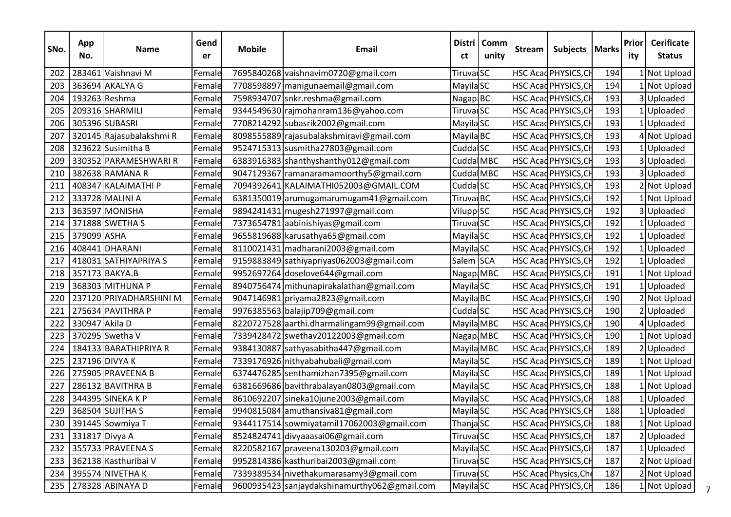| SNo. | App No. | Name | Gender | Mobile | Email | District | Community | Stream | Subjects | Marks | Priority | Cerificate Status |
|---|---|---|---|---|---|---|---|---|---|---|---|---|
| 202 | 283461 | Vaishnavi M | Female | 7695840268 | vaishnavim0720@gmail.com | Tiruvar | SC | HSC Acad | PHYSICS,CH | 194 | 1 | Not Upload |
| 203 | 363694 | AKALYA G | Female | 7708598897 | manigunaemail@gmail.com | Mayila | SC | HSC Acad | PHYSICS,CH | 194 | 1 | Not Upload |
| 204 | 193263 | Reshma | Female | 7598934707 | snkr.reshma@gmail.com | Nagap | BC | HSC Acad | PHYSICS,CH | 193 | 3 | Uploaded |
| 205 | 209316 | SHARMILI | Female | 9344549630 | rajmohanram136@yahoo.com | Tiruvar | SC | HSC Acad | PHYSICS,CH | 193 | 1 | Uploaded |
| 206 | 305396 | SUBASRI | Female | 7708214292 | subasrik2002@gmail.com | Mayila | SC | HSC Acad | PHYSICS,CH | 193 | 1 | Uploaded |
| 207 | 320145 | Rajasubalakshmi R | Female | 8098555889 | rajasubalakshmiravi@gmail.com | Mayila | BC | HSC Acad | PHYSICS,CH | 193 | 4 | Not Upload |
| 208 | 323622 | Susimitha B | Female | 9524715313 | susmitha27803@gmail.com | Cudda | SC | HSC Acad | PHYSICS,CH | 193 | 1 | Uploaded |
| 209 | 330352 | PARAMESHWARI R | Female | 6383916383 | shanthyshanthy012@gmail.com | Cudda | MBC | HSC Acad | PHYSICS,CH | 193 | 3 | Uploaded |
| 210 | 382638 | RAMANA R | Female | 9047129367 | ramanaramamoorthy5@gmail.com | Cudda | MBC | HSC Acad | PHYSICS,CH | 193 | 3 | Uploaded |
| 211 | 408347 | KALAIMATHI P | Female | 7094392641 | KALAIMATHI052003@GMAIL.COM | Cudda | SC | HSC Acad | PHYSICS,CH | 193 | 2 | Not Upload |
| 212 | 333728 | MALINI A | Female | 6381350019 | arumugamarumugam41@gmail.com | Tiruvar | BC | HSC Acad | PHYSICS,CH | 192 | 1 | Not Upload |
| 213 | 363597 | MONISHA | Female | 9894241431 | mugesh271997@gmail.com | Vilupp | SC | HSC Acad | PHYSICS,CH | 192 | 3 | Uploaded |
| 214 | 371888 | SWETHA S | Female | 7373654781 | aabinishiyas@gmail.com | Tiruvar | SC | HSC Acad | PHYSICS,CH | 192 | 1 | Uploaded |
| 215 | 379099 | ASHA | Female | 9655819688 | karusathya65@gmail.com | Mayila | SC | HSC Acad | PHYSICS,CH | 192 | 1 | Uploaded |
| 216 | 408441 | DHARANI | Female | 8110021431 | madharani2003@gmail.com | Mayila | SC | HSC Acad | PHYSICS,CH | 192 | 1 | Uploaded |
| 217 | 418031 | SATHIYAPRIYA S | Female | 9159883849 | sathiyapriyas062003@gmail.com | Salem | SCA | HSC Acad | PHYSICS,CH | 192 | 1 | Uploaded |
| 218 | 357173 | BAKYA.B | Female | 9952697264 | doselove644@gmail.com | Nagap | MBC | HSC Acad | PHYSICS,CH | 191 | 1 | Not Upload |
| 219 | 368303 | MITHUNA P | Female | 8940756474 | mithunapirakalathan@gmail.com | Mayila | SC | HSC Acad | PHYSICS,CH | 191 | 1 | Uploaded |
| 220 | 237120 | PRIYADHARSHINI M | Female | 9047146981 | priyama2823@gmail.com | Mayila | BC | HSC Acad | PHYSICS,CH | 190 | 2 | Not Upload |
| 221 | 275634 | PAVITHRA P | Female | 9976385563 | balajip709@gmail.com | Cudda | SC | HSC Acad | PHYSICS,CH | 190 | 2 | Uploaded |
| 222 | 330947 | Akila D | Female | 8220727528 | aarthi.dharmalingam99@gmail.com | Mayila | MBC | HSC Acad | PHYSICS,CH | 190 | 4 | Uploaded |
| 223 | 370295 | Swetha V | Female | 7339428472 | swethav20122003@gmail.com | Nagap | MBC | HSC Acad | PHYSICS,CH | 190 | 1 | Not Upload |
| 224 | 184133 | BARATHIPRIYA R | Female | 9384130887 | sathyasabitha447@gmail.com | Mayila | MBC | HSC Acad | PHYSICS,CH | 189 | 2 | Uploaded |
| 225 | 237196 | DIVYA K | Female | 7339176926 | nithyabahubali@gmail.com | Mayila | SC | HSC Acad | PHYSICS,CH | 189 | 1 | Not Upload |
| 226 | 275905 | PRAVEENA B | Female | 6374476285 | senthamizhan7395@gmail.com | Mayila | SC | HSC Acad | PHYSICS,CH | 189 | 1 | Not Upload |
| 227 | 286132 | BAVITHRA B | Female | 6381669686 | bavithrabalayan0803@gmail.com | Mayila | SC | HSC Acad | PHYSICS,CH | 188 | 1 | Not Upload |
| 228 | 344395 | SINEKA K P | Female | 8610692207 | sineka10june2003@gmail.com | Mayila | SC | HSC Acad | PHYSICS,CH | 188 | 1 | Uploaded |
| 229 | 368504 | SUJITHA S | Female | 9940815084 | amuthansiva81@gmail.com | Mayila | SC | HSC Acad | PHYSICS,CH | 188 | 1 | Uploaded |
| 230 | 391445 | Sowmiya T | Female | 9344117514 | sowmiyatamil17062003@gmail.com | Thanja | SC | HSC Acad | PHYSICS,CH | 188 | 1 | Not Upload |
| 231 | 331817 | Divya A | Female | 8524824741 | divyaaasai06@gmail.com | Tiruvar | SC | HSC Acad | PHYSICS,CH | 187 | 2 | Uploaded |
| 232 | 355733 | PRAVEENA S | Female | 8220582167 | praveena130203@gmail.com | Mayila | SC | HSC Acad | PHYSICS,CH | 187 | 1 | Uploaded |
| 233 | 362138 | Kasthuribai V | Female | 9952814386 | kasthuribai2003@gmail.com | Tiruvar | SC | HSC Acad | PHYSICS,CH | 187 | 2 | Not Upload |
| 234 | 395574 | NIVETHA K | Female | 7339389534 | nivethakumarasamy3@gmail.com | Tiruvar | SC | HSC Acad | Physics,Che | 187 | 2 | Not Upload |
| 235 | 278328 | ABINAYA D | Female | 9600935423 | sanjaydakshinamurthy062@gmail.com | Mayila | SC | HSC Acad | PHYSICS,CH | 186 | 1 | Not Upload |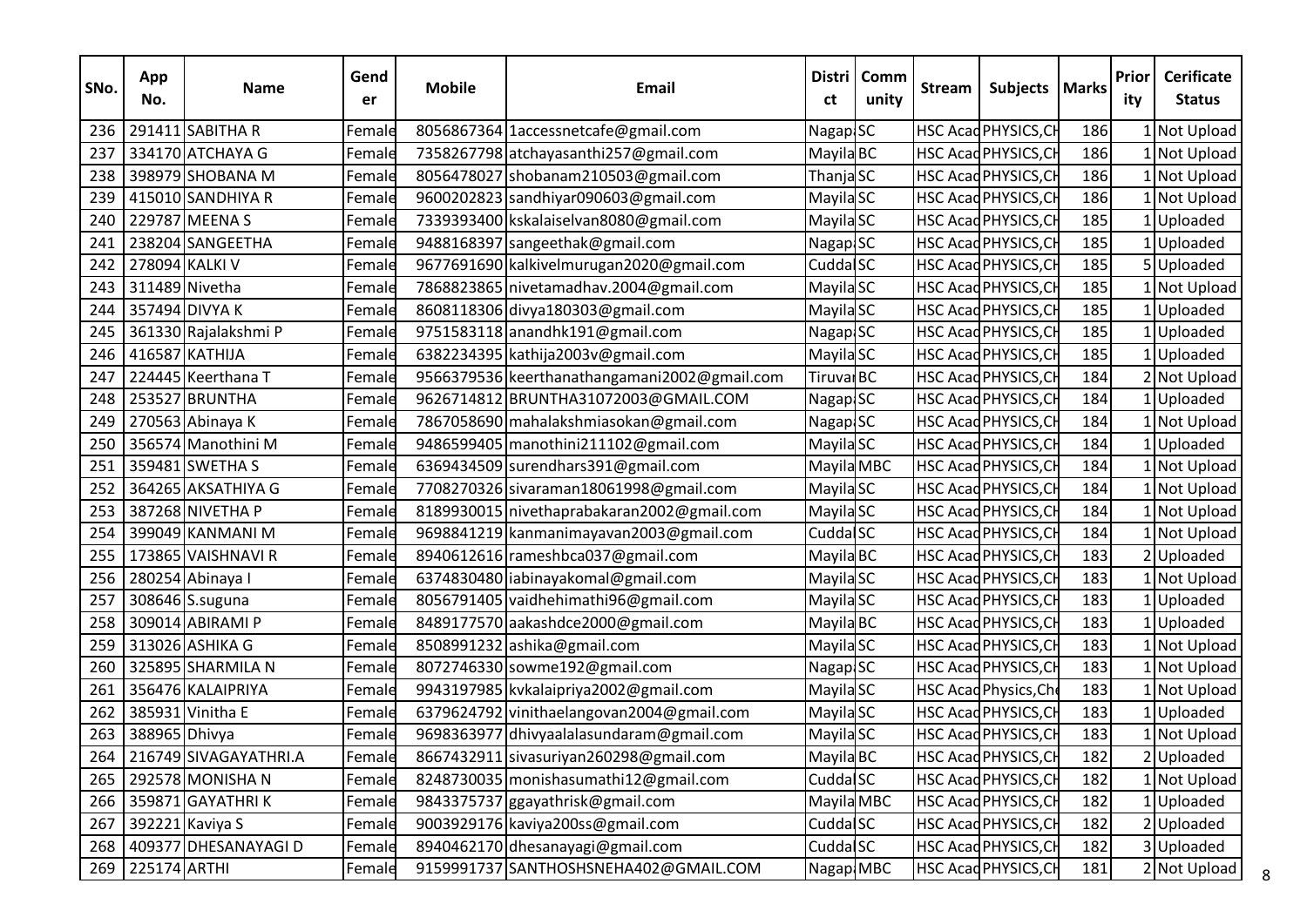| SNo. | App No. | Name | Gender | Mobile | Email | District | Community | Stream | Subjects | Marks | Priority | Cerificate Status |
|---|---|---|---|---|---|---|---|---|---|---|---|---|
| 236 | 291411 | SABITHA R | Female | 8056867364 | 1accessnetcafe@gmail.com | Nagap | SC | HSC Acad | PHYSICS,CH | 186 | 1 | Not Upload |
| 237 | 334170 | ATCHAYA G | Female | 7358267798 | atchayasanthi257@gmail.com | Mayila | BC | HSC Acad | PHYSICS,CH | 186 | 1 | Not Upload |
| 238 | 398979 | SHOBANA M | Female | 8056478027 | shobanam210503@gmail.com | Thanja | SC | HSC Acad | PHYSICS,CH | 186 | 1 | Not Upload |
| 239 | 415010 | SANDHIYA R | Female | 9600202823 | sandhiyar090603@gmail.com | Mayila | SC | HSC Acad | PHYSICS,CH | 186 | 1 | Not Upload |
| 240 | 229787 | MEENA S | Female | 7339393400 | kskalaiselvan8080@gmail.com | Mayila | SC | HSC Acad | PHYSICS,CH | 185 | 1 | Uploaded |
| 241 | 238204 | SANGEETHA | Female | 9488168397 | sangeethak@gmail.com | Nagap | SC | HSC Acad | PHYSICS,CH | 185 | 1 | Uploaded |
| 242 | 278094 | KALKI V | Female | 9677691690 | kalkivelmurugan2020@gmail.com | Cudda | SC | HSC Acad | PHYSICS,CH | 185 | 5 | Uploaded |
| 243 | 311489 | Nivetha | Female | 7868823865 | nivetamadhav.2004@gmail.com | Mayila | SC | HSC Acad | PHYSICS,CH | 185 | 1 | Not Upload |
| 244 | 357494 | DIVYA K | Female | 8608118306 | divya180303@gmail.com | Mayila | SC | HSC Acad | PHYSICS,CH | 185 | 1 | Uploaded |
| 245 | 361330 | Rajalakshmi P | Female | 9751583118 | anandhk191@gmail.com | Nagap | SC | HSC Acad | PHYSICS,CH | 185 | 1 | Uploaded |
| 246 | 416587 | KATHIJA | Female | 6382234395 | kathija2003v@gmail.com | Mayila | SC | HSC Acad | PHYSICS,CH | 185 | 1 | Uploaded |
| 247 | 224445 | Keerthana T | Female | 9566379536 | keerthanathangamani2002@gmail.com | Tiruva | BC | HSC Acad | PHYSICS,CH | 184 | 2 | Not Upload |
| 248 | 253527 | BRUNTHA | Female | 9626714812 | BRUNTHA31072003@GMAIL.COM | Nagap | SC | HSC Acad | PHYSICS,CH | 184 | 1 | Uploaded |
| 249 | 270563 | Abinaya K | Female | 7867058690 | mahalakshmiasokan@gmail.com | Nagap | SC | HSC Acad | PHYSICS,CH | 184 | 1 | Not Upload |
| 250 | 356574 | Manothini M | Female | 9486599405 | manothini211102@gmail.com | Mayila | SC | HSC Acad | PHYSICS,CH | 184 | 1 | Uploaded |
| 251 | 359481 | SWETHA S | Female | 6369434509 | surendhars391@gmail.com | Mayila | MBC | HSC Acad | PHYSICS,CH | 184 | 1 | Not Upload |
| 252 | 364265 | AKSATHIYA G | Female | 7708270326 | sivaraman18061998@gmail.com | Mayila | SC | HSC Acad | PHYSICS,CH | 184 | 1 | Not Upload |
| 253 | 387268 | NIVETHA P | Female | 8189930015 | nivethaprabakaran2002@gmail.com | Mayila | SC | HSC Acad | PHYSICS,CH | 184 | 1 | Not Upload |
| 254 | 399049 | KANMANI M | Female | 9698841219 | kanmanimayavan2003@gmail.com | Cudda | SC | HSC Acad | PHYSICS,CH | 184 | 1 | Not Upload |
| 255 | 173865 | VAISHNAVI R | Female | 8940612616 | rameshbca037@gmail.com | Mayila | BC | HSC Acad | PHYSICS,CH | 183 | 2 | Uploaded |
| 256 | 280254 | Abinaya I | Female | 6374830480 | iabinayakomal@gmail.com | Mayila | SC | HSC Acad | PHYSICS,CH | 183 | 1 | Not Upload |
| 257 | 308646 | S.suguna | Female | 8056791405 | vaidhehimathi96@gmail.com | Mayila | SC | HSC Acad | PHYSICS,CH | 183 | 1 | Uploaded |
| 258 | 309014 | ABIRAMI P | Female | 8489177570 | aakashdce2000@gmail.com | Mayila | BC | HSC Acad | PHYSICS,CH | 183 | 1 | Uploaded |
| 259 | 313026 | ASHIKA G | Female | 8508991232 | ashika@gmail.com | Mayila | SC | HSC Acad | PHYSICS,CH | 183 | 1 | Not Upload |
| 260 | 325895 | SHARMILA N | Female | 8072746330 | sowme192@gmail.com | Nagap | SC | HSC Acad | PHYSICS,CH | 183 | 1 | Not Upload |
| 261 | 356476 | KALAIPRIYA | Female | 9943197985 | kvkalaipriya2002@gmail.com | Mayila | SC | HSC Acad | Physics,Che | 183 | 1 | Not Upload |
| 262 | 385931 | Vinitha E | Female | 6379624792 | vinithaelangovan2004@gmail.com | Mayila | SC | HSC Acad | PHYSICS,CH | 183 | 1 | Uploaded |
| 263 | 388965 | Dhivya | Female | 9698363977 | dhivyaalalasundaram@gmail.com | Mayila | SC | HSC Acad | PHYSICS,CH | 183 | 1 | Not Upload |
| 264 | 216749 | SIVAGAYATHRI.A | Female | 8667432911 | sivasuriyan260298@gmail.com | Mayila | BC | HSC Acad | PHYSICS,CH | 182 | 2 | Uploaded |
| 265 | 292578 | MONISHA N | Female | 8248730035 | monishasumathi12@gmail.com | Cudda | SC | HSC Acad | PHYSICS,CH | 182 | 1 | Not Upload |
| 266 | 359871 | GAYATHRI K | Female | 9843375737 | ggayathrisk@gmail.com | Mayila | MBC | HSC Acad | PHYSICS,CH | 182 | 1 | Uploaded |
| 267 | 392221 | Kaviya S | Female | 9003929176 | kaviya200ss@gmail.com | Cudda | SC | HSC Acad | PHYSICS,CH | 182 | 2 | Uploaded |
| 268 | 409377 | DHESANAYAGI D | Female | 8940462170 | dhesanayagi@gmail.com | Cudda | SC | HSC Acad | PHYSICS,CH | 182 | 3 | Uploaded |
| 269 | 225174 | ARTHI | Female | 9159991737 | SANTHOSHSNEHA402@GMAIL.COM | Nagap | MBC | HSC Acad | PHYSICS,CH | 181 | 2 | Not Upload |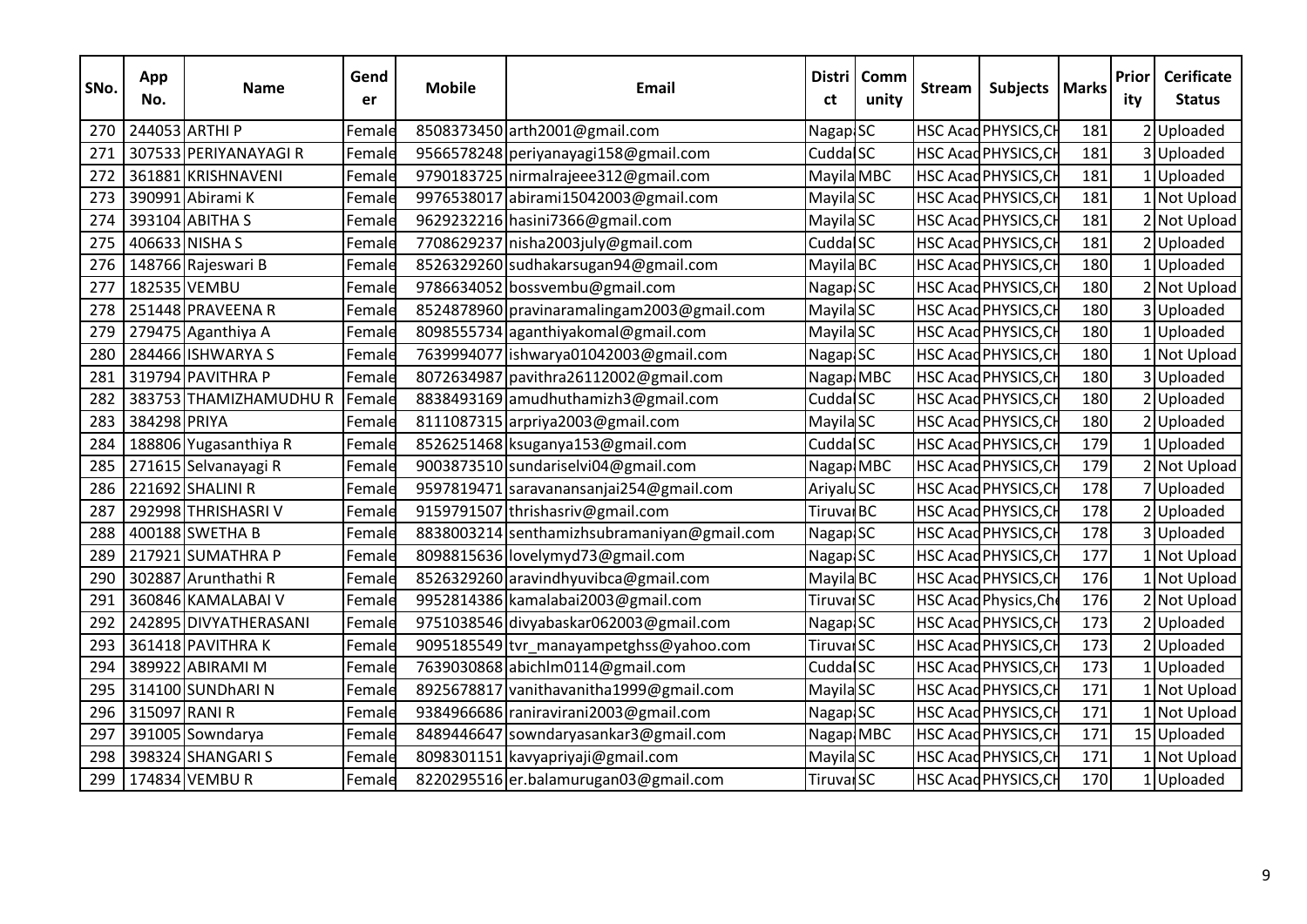| SNo. | App No. | Name | Gender | Mobile | Email | District | Community | Stream | Subjects | Marks | Priority | Cerificate Status |
|---|---|---|---|---|---|---|---|---|---|---|---|---|
| 270 | 244053 | ARTHI P | Female | 8508373450 | arth2001@gmail.com | Nagap | SC | HSC Acad | PHYSICS,CH | 181 | 2 | Uploaded |
| 271 | 307533 | PERIYANAYAGI R | Female | 9566578248 | periyanayagi158@gmail.com | Cuddal | SC | HSC Acad | PHYSICS,CH | 181 | 3 | Uploaded |
| 272 | 361881 | KRISHNAVENI | Female | 9790183725 | nirmalrajeee312@gmail.com | Mayila | MBC | HSC Acad | PHYSICS,CH | 181 | 1 | Uploaded |
| 273 | 390991 | Abirami K | Female | 9976538017 | abirami15042003@gmail.com | Mayila | SC | HSC Acad | PHYSICS,CH | 181 | 1 | Not Upload |
| 274 | 393104 | ABITHA S | Female | 9629232216 | hasini7366@gmail.com | Mayila | SC | HSC Acad | PHYSICS,CH | 181 | 2 | Not Upload |
| 275 | 406633 | NISHA S | Female | 7708629237 | nisha2003july@gmail.com | Cuddal | SC | HSC Acad | PHYSICS,CH | 181 | 2 | Uploaded |
| 276 | 148766 | Rajeswari B | Female | 8526329260 | sudhakarsugan94@gmail.com | Mayila | BC | HSC Acad | PHYSICS,CH | 180 | 1 | Uploaded |
| 277 | 182535 | VEMBU | Female | 9786634052 | bossvembu@gmail.com | Nagap | SC | HSC Acad | PHYSICS,CH | 180 | 2 | Not Upload |
| 278 | 251448 | PRAVEENA R | Female | 8524878960 | pravinaramalingam2003@gmail.com | Mayila | SC | HSC Acad | PHYSICS,CH | 180 | 3 | Uploaded |
| 279 | 279475 | Aganthiya A | Female | 8098555734 | aganthiyakomal@gmail.com | Mayila | SC | HSC Acad | PHYSICS,CH | 180 | 1 | Uploaded |
| 280 | 284466 | ISHWARYA S | Female | 7639994077 | ishwarya01042003@gmail.com | Nagap | SC | HSC Acad | PHYSICS,CH | 180 | 1 | Not Upload |
| 281 | 319794 | PAVITHRA P | Female | 8072634987 | pavithra26112002@gmail.com | Nagap | MBC | HSC Acad | PHYSICS,CH | 180 | 3 | Uploaded |
| 282 | 383753 | THAMIZHAMUDHU R | Female | 8838493169 | amudhuthamizh3@gmail.com | Cuddal | SC | HSC Acad | PHYSICS,CH | 180 | 2 | Uploaded |
| 283 | 384298 | PRIYA | Female | 8111087315 | arpriya2003@gmail.com | Mayila | SC | HSC Acad | PHYSICS,CH | 180 | 2 | Uploaded |
| 284 | 188806 | Yugasanthiya R | Female | 8526251468 | ksuganya153@gmail.com | Cuddal | SC | HSC Acad | PHYSICS,CH | 179 | 1 | Uploaded |
| 285 | 271615 | Selvanayagi R | Female | 9003873510 | sundariselvi04@gmail.com | Nagap | MBC | HSC Acad | PHYSICS,CH | 179 | 2 | Not Upload |
| 286 | 221692 | SHALINI R | Female | 9597819471 | saravanansanjai254@gmail.com | Ariyalu | SC | HSC Acad | PHYSICS,CH | 178 | 7 | Uploaded |
| 287 | 292998 | THRISHASRI V | Female | 9159791507 | thrishasriv@gmail.com | Tiruvar | BC | HSC Acad | PHYSICS,CH | 178 | 2 | Uploaded |
| 288 | 400188 | SWETHA B | Female | 8838003214 | senthamizhsubramaniyan@gmail.com | Nagap | SC | HSC Acad | PHYSICS,CH | 178 | 3 | Uploaded |
| 289 | 217921 | SUMATHRA P | Female | 8098815636 | lovelymyd73@gmail.com | Nagap | SC | HSC Acad | PHYSICS,CH | 177 | 1 | Not Upload |
| 290 | 302887 | Arunthathi R | Female | 8526329260 | aravindhyuvibca@gmail.com | Mayila | BC | HSC Acad | PHYSICS,CH | 176 | 1 | Not Upload |
| 291 | 360846 | KAMALABAI V | Female | 9952814386 | kamalabai2003@gmail.com | Tiruvar | SC | HSC Acad | Physics,Che | 176 | 2 | Not Upload |
| 292 | 242895 | DIVYATHERASANI | Female | 9751038546 | divyabaskar062003@gmail.com | Nagap | SC | HSC Acad | PHYSICS,CH | 173 | 2 | Uploaded |
| 293 | 361418 | PAVITHRA K | Female | 9095185549 | tvr_manayampetghss@yahoo.com | Tiruvar | SC | HSC Acad | PHYSICS,CH | 173 | 2 | Uploaded |
| 294 | 389922 | ABIRAMI M | Female | 7639030868 | abichlm0114@gmail.com | Cuddal | SC | HSC Acad | PHYSICS,CH | 173 | 1 | Uploaded |
| 295 | 314100 | SUNDhARI N | Female | 8925678817 | vanithavanitha1999@gmail.com | Mayila | SC | HSC Acad | PHYSICS,CH | 171 | 1 | Not Upload |
| 296 | 315097 | RANI R | Female | 9384966686 | raniravirani2003@gmail.com | Nagap | SC | HSC Acad | PHYSICS,CH | 171 | 1 | Not Upload |
| 297 | 391005 | Sowndarya | Female | 8489446647 | sowndaryasankar3@gmail.com | Nagap | MBC | HSC Acad | PHYSICS,CH | 171 | 15 | Uploaded |
| 298 | 398324 | SHANGARI S | Female | 8098301151 | kavyapriyaji@gmail.com | Mayila | SC | HSC Acad | PHYSICS,CH | 171 | 1 | Not Upload |
| 299 | 174834 | VEMBU R | Female | 8220295516 | er.balamurugan03@gmail.com | Tiruvar | SC | HSC Acad | PHYSICS,CH | 170 | 1 | Uploaded |